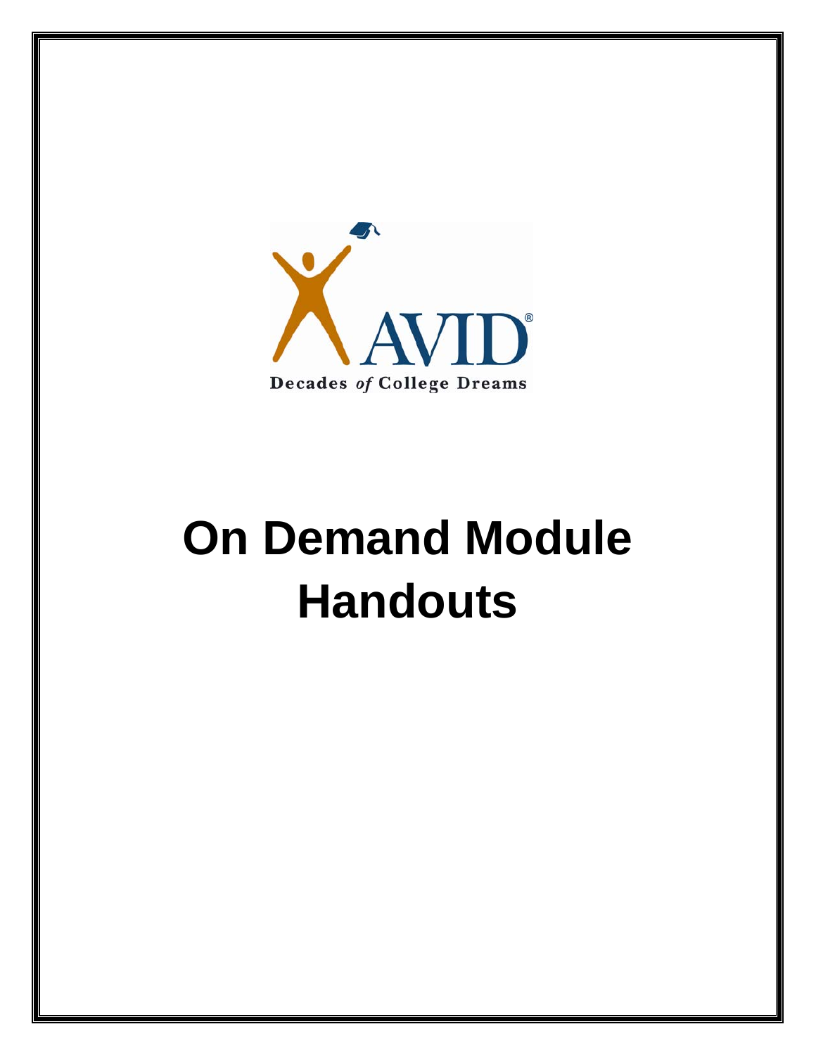AVID®

Decades *of* College Dreams

# On Demand Module Handouts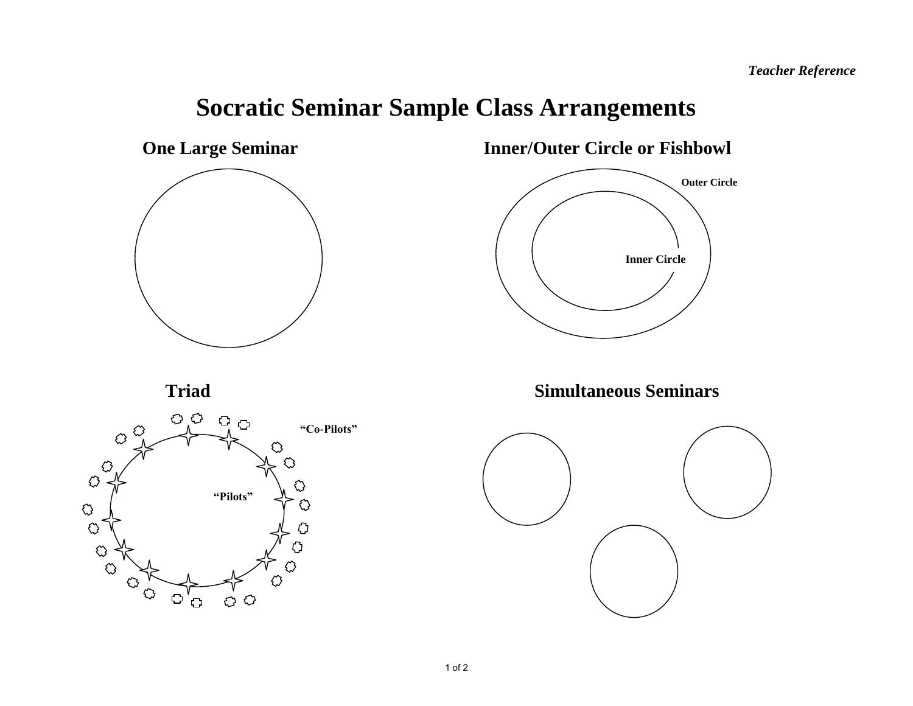*Teacher Reference*

# Socratic Seminar Sample Class Arrangements

## One Large Seminar

## Inner/Outer Circle or Fishbowl

Outer Circle

Inner Circle

## Triad

"Co-Pilots"

"Pilots"

## Simultaneous Seminars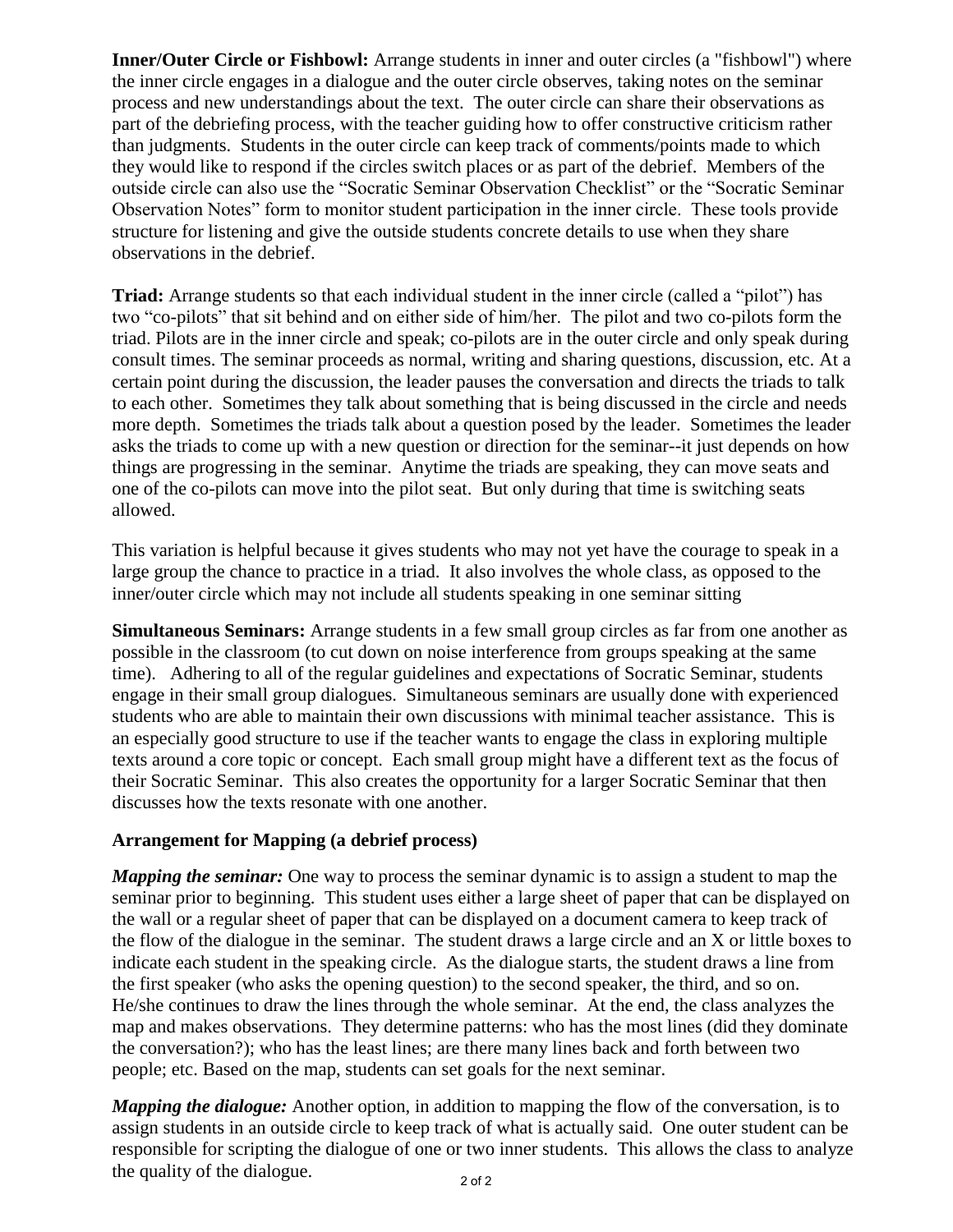**Inner/Outer Circle or Fishbowl:** Arrange students in inner and outer circles (a "fishbowl") where the inner circle engages in a dialogue and the outer circle observes, taking notes on the seminar process and new understandings about the text. The outer circle can share their observations as part of the debriefing process, with the teacher guiding how to offer constructive criticism rather than judgments. Students in the outer circle can keep track of comments/points made to which they would like to respond if the circles switch places or as part of the debrief. Members of the outside circle can also use the "Socratic Seminar Observation Checklist" or the "Socratic Seminar Observation Notes" form to monitor student participation in the inner circle. These tools provide structure for listening and give the outside students concrete details to use when they share observations in the debrief.

**Triad:** Arrange students so that each individual student in the inner circle (called a "pilot") has two "co-pilots" that sit behind and on either side of him/her. The pilot and two co-pilots form the triad. Pilots are in the inner circle and speak; co-pilots are in the outer circle and only speak during consult times. The seminar proceeds as normal, writing and sharing questions, discussion, etc. At a certain point during the discussion, the leader pauses the conversation and directs the triads to talk to each other. Sometimes they talk about something that is being discussed in the circle and needs more depth. Sometimes the triads talk about a question posed by the leader. Sometimes the leader asks the triads to come up with a new question or direction for the seminar--it just depends on how things are progressing in the seminar. Anytime the triads are speaking, they can move seats and one of the co-pilots can move into the pilot seat. But only during that time is switching seats allowed.

This variation is helpful because it gives students who may not yet have the courage to speak in a large group the chance to practice in a triad. It also involves the whole class, as opposed to the inner/outer circle which may not include all students speaking in one seminar sitting

**Simultaneous Seminars:** Arrange students in a few small group circles as far from one another as possible in the classroom (to cut down on noise interference from groups speaking at the same time). Adhering to all of the regular guidelines and expectations of Socratic Seminar, students engage in their small group dialogues. Simultaneous seminars are usually done with experienced students who are able to maintain their own discussions with minimal teacher assistance. This is an especially good structure to use if the teacher wants to engage the class in exploring multiple texts around a core topic or concept. Each small group might have a different text as the focus of their Socratic Seminar. This also creates the opportunity for a larger Socratic Seminar that then discusses how the texts resonate with one another.

**Arrangement for Mapping (a debrief process)**

***Mapping the seminar:*** One way to process the seminar dynamic is to assign a student to map the seminar prior to beginning. This student uses either a large sheet of paper that can be displayed on the wall or a regular sheet of paper that can be displayed on a document camera to keep track of the flow of the dialogue in the seminar. The student draws a large circle and an X or little boxes to indicate each student in the speaking circle. As the dialogue starts, the student draws a line from the first speaker (who asks the opening question) to the second speaker, the third, and so on. He/she continues to draw the lines through the whole seminar. At the end, the class analyzes the map and makes observations. They determine patterns: who has the most lines (did they dominate the conversation?); who has the least lines; are there many lines back and forth between two people; etc. Based on the map, students can set goals for the next seminar.

***Mapping the dialogue:*** Another option, in addition to mapping the flow of the conversation, is to assign students in an outside circle to keep track of what is actually said. One outer student can be responsible for scripting the dialogue of one or two inner students. This allows the class to analyze the quality of the dialogue.